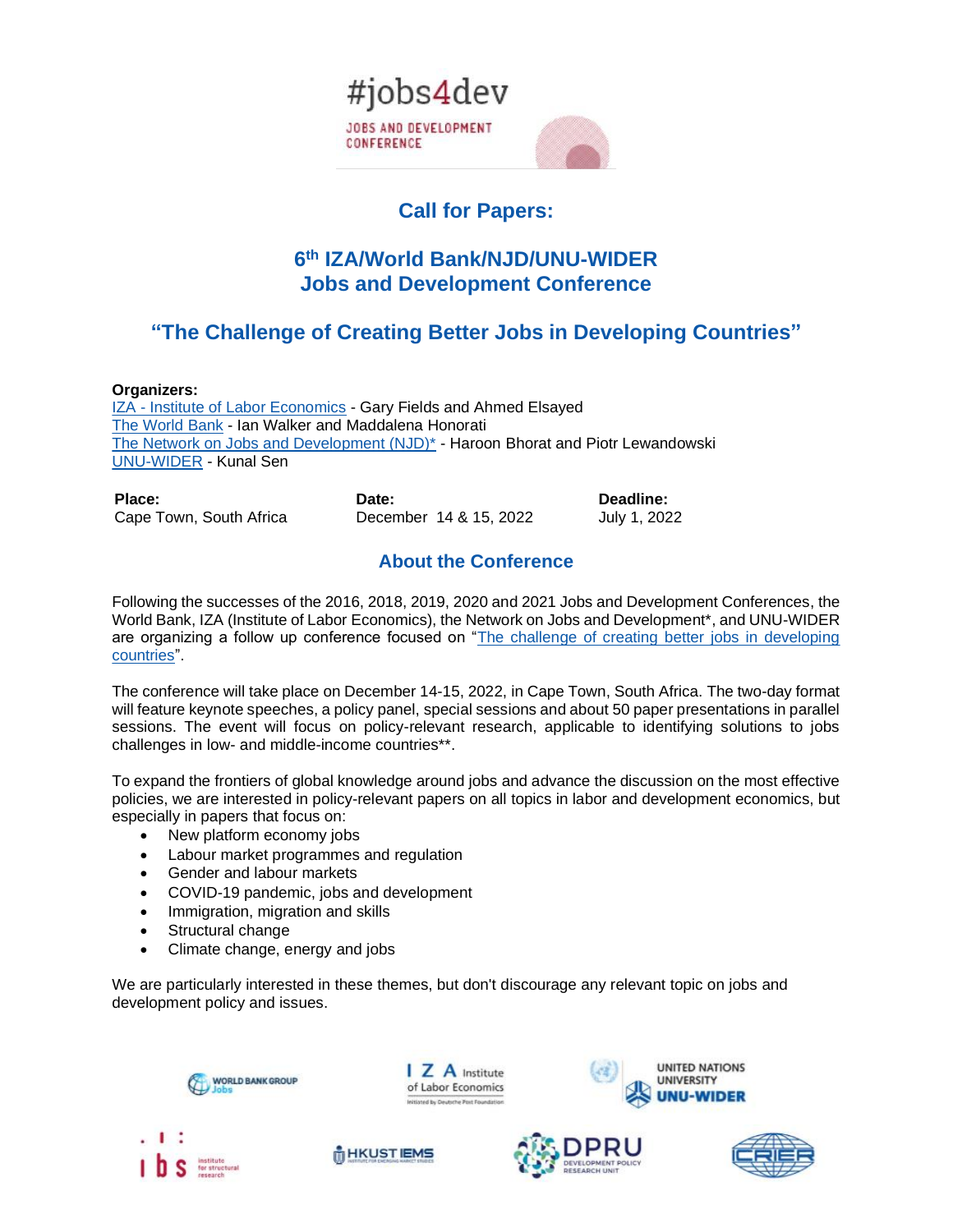#jobs4dev

JOBS AND DEVELOPMENT CONFERENCE

# Call for Papers:

## 6th IZA/World Bank/NJD/UNU-WIDER Jobs and Development Conference

## "The Challenge of Creating Better Jobs in Developing Countries"

**Organizers:**

IZA - Institute of Labor Economics - Gary Fields and Ahmed Elsayed
The World Bank - Ian Walker and Maddalena Honorati
The Network on Jobs and Development (NJD)* - Haroon Bhorat and Piotr Lewandowski
UNU-WIDER - Kunal Sen

| **Place:** | **Date:** | **Deadline:** |
| --- | --- | --- |
| Cape Town, South Africa | December 14 & 15, 2022 | July 1, 2022 |

### About the Conference

Following the successes of the 2016, 2018, 2019, 2020 and 2021 Jobs and Development Conferences, the World Bank, IZA (Institute of Labor Economics), the Network on Jobs and Development*, and UNU-WIDER are organizing a follow up conference focused on "The challenge of creating better jobs in developing countries".

The conference will take place on December 14-15, 2022, in Cape Town, South Africa. The two-day format will feature keynote speeches, a policy panel, special sessions and about 50 paper presentations in parallel sessions. The event will focus on policy-relevant research, applicable to identifying solutions to jobs challenges in low- and middle-income countries**.

To expand the frontiers of global knowledge around jobs and advance the discussion on the most effective policies, we are interested in policy-relevant papers on all topics in labor and development economics, but especially in papers that focus on:

- New platform economy jobs
- Labour market programmes and regulation
- Gender and labour markets
- COVID-19 pandemic, jobs and development
- Immigration, migration and skills
- Structural change
- Climate change, energy and jobs

We are particularly interested in these themes, but don't discourage any relevant topic on jobs and development policy and issues.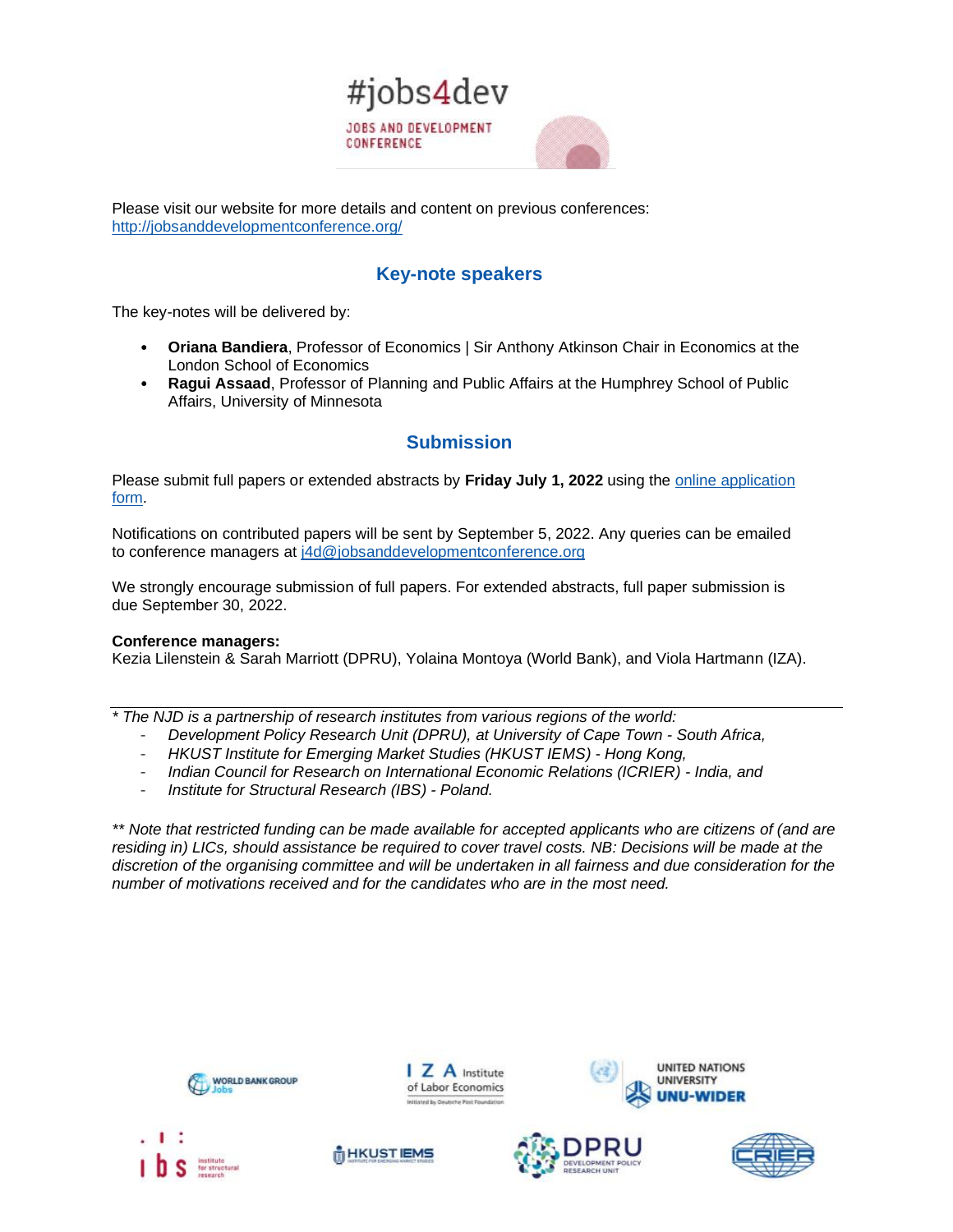#jobs4dev

JOBS AND DEVELOPMENT CONFERENCE

Please visit our website for more details and content on previous conferences:
http://jobsanddevelopmentconference.org/

## Key-note speakers

The key-notes will be delivered by:

- **Oriana Bandiera**, Professor of Economics | Sir Anthony Atkinson Chair in Economics at the London School of Economics
- **Ragui Assaad**, Professor of Planning and Public Affairs at the Humphrey School of Public Affairs, University of Minnesota

## Submission

Please submit full papers or extended abstracts by **Friday July 1, 2022** using the online application form.

Notifications on contributed papers will be sent by September 5, 2022. Any queries can be emailed to conference managers at j4d@jobsanddevelopmentconference.org

We strongly encourage submission of full papers. For extended abstracts, full paper submission is due September 30, 2022.

**Conference managers:**
Kezia Lilenstein & Sarah Marriott (DPRU), Yolaina Montoya (World Bank), and Viola Hartmann (IZA).

---

*\* The NJD is a partnership of research institutes from various regions of the world:*

- *Development Policy Research Unit (DPRU), at University of Cape Town - South Africa,*
- *HKUST Institute for Emerging Market Studies (HKUST IEMS) - Hong Kong,*
- *Indian Council for Research on International Economic Relations (ICRIER) - India, and*
- *Institute for Structural Research (IBS) - Poland.*

*\*\* Note that restricted funding can be made available for accepted applicants who are citizens of (and are residing in) LICs, should assistance be required to cover travel costs. NB: Decisions will be made at the discretion of the organising committee and will be undertaken in all fairness and due consideration for the number of motivations received and for the candidates who are in the most need.*

WORLD BANK GROUP Jobs

IZA Institute of Labor Economics

UNITED NATIONS UNIVERSITY UNU-WIDER

ibs institute for structural research

HKUST IEMS

DPRU DEVELOPMENT POLICY RESEARCH UNIT

ICRIER